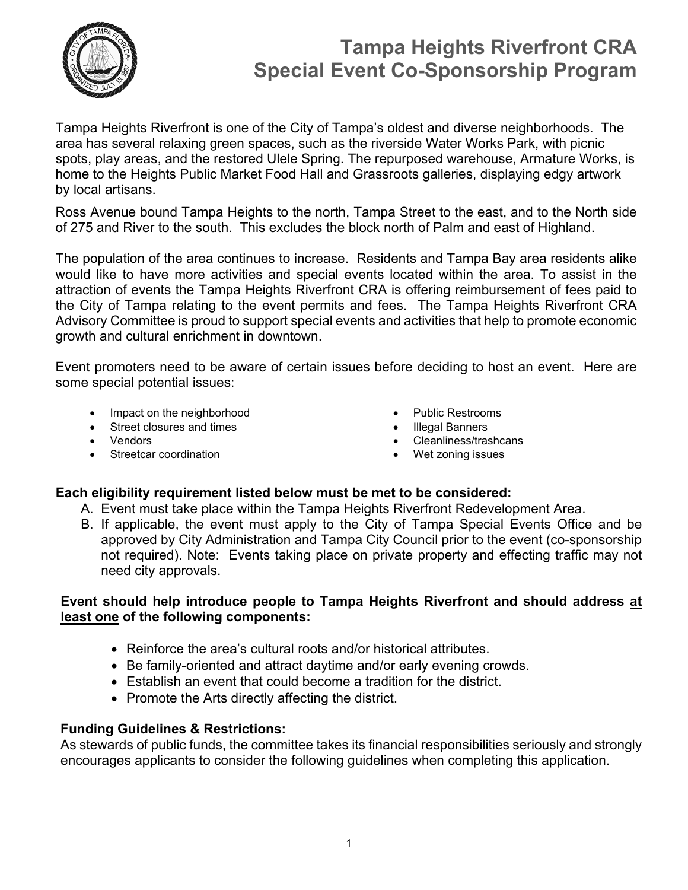# Tampa Heights Riverfront CRA Special Event Co-Sponsorship Program

Tampa Heights Riverfront is one of the City of Tampa's oldest and diverse neighborhoods. The area has several relaxing green spaces, such as the riverside Water Works Park, with picnic spots, play areas, and the restored Ulele Spring. The repurposed warehouse, Armature Works, is home to the Heights Public Market Food Hall and Grassroots galleries, displaying edgy artwork by local artisans.

Ross Avenue bound Tampa Heights to the north, Tampa Street to the east, and to the North side of 275 and River to the south. This excludes the block north of Palm and east of Highland.

The population of the area continues to increase. Residents and Tampa Bay area residents alike would like to have more activities and special events located within the area. To assist in the attraction of events the Tampa Heights Riverfront CRA is offering reimbursement of fees paid to the City of Tampa relating to the event permits and fees. The Tampa Heights Riverfront CRA Advisory Committee is proud to support special events and activities that help to promote economic growth and cultural enrichment in downtown.

Event promoters need to be aware of certain issues before deciding to host an event. Here are some special potential issues:

- Impact on the neighborhood
- Street closures and times
- Vendors
- Streetcar coordination
- Public Restrooms
- Illegal Banners
- Cleanliness/trashcans
- Wet zoning issues

**Each eligibility requirement listed below must be met to be considered:**

A. Event must take place within the Tampa Heights Riverfront Redevelopment Area.
B. If applicable, the event must apply to the City of Tampa Special Events Office and be approved by City Administration and Tampa City Council prior to the event (co-sponsorship not required). Note: Events taking place on private property and effecting traffic may not need city approvals.

**Event should help introduce people to Tampa Heights Riverfront and should address <u>at least one</u> of the following components:**

- Reinforce the area's cultural roots and/or historical attributes.
- Be family-oriented and attract daytime and/or early evening crowds.
- Establish an event that could become a tradition for the district.
- Promote the Arts directly affecting the district.

**Funding Guidelines & Restrictions:**

As stewards of public funds, the committee takes its financial responsibilities seriously and strongly encourages applicants to consider the following guidelines when completing this application.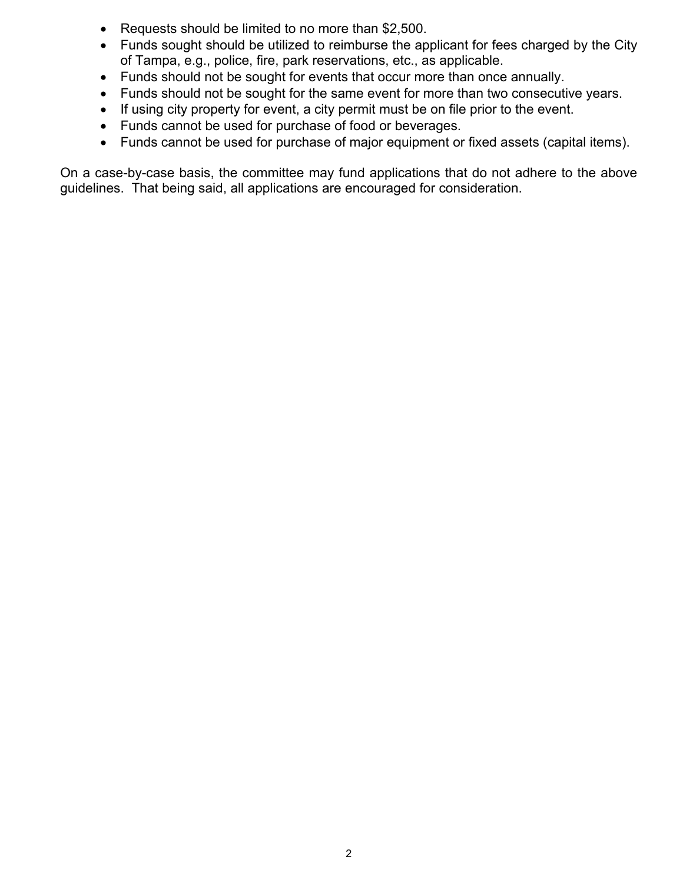- Requests should be limited to no more than $2,500.
- Funds sought should be utilized to reimburse the applicant for fees charged by the City of Tampa, e.g., police, fire, park reservations, etc., as applicable.
- Funds should not be sought for events that occur more than once annually.
- Funds should not be sought for the same event for more than two consecutive years.
- If using city property for event, a city permit must be on file prior to the event.
- Funds cannot be used for purchase of food or beverages.
- Funds cannot be used for purchase of major equipment or fixed assets (capital items).

On a case-by-case basis, the committee may fund applications that do not adhere to the above guidelines. That being said, all applications are encouraged for consideration.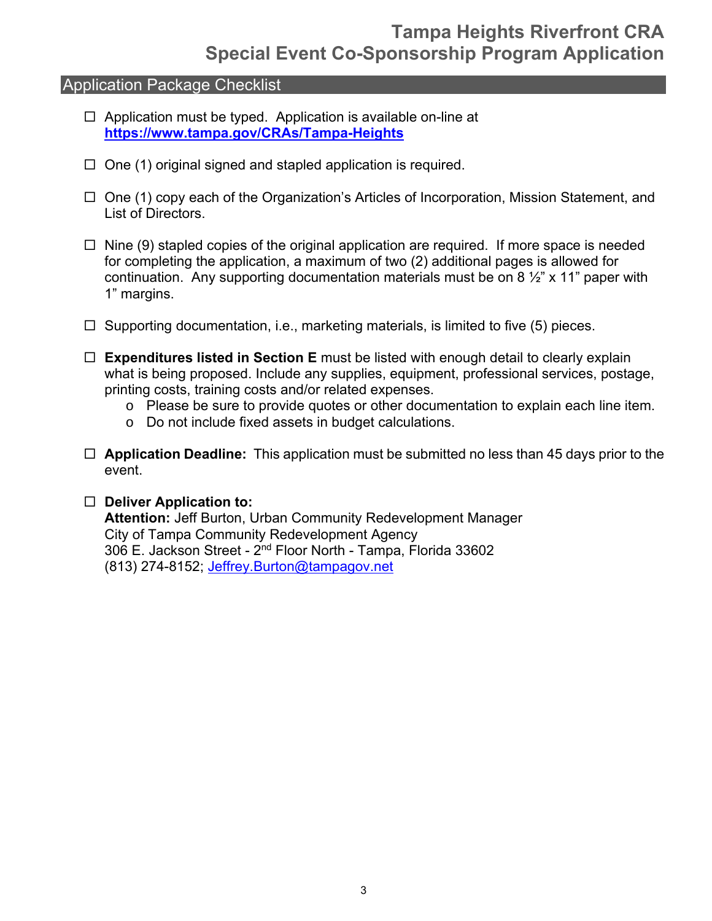# Tampa Heights Riverfront CRA
# Special Event Co-Sponsorship Program Application

## Application Package Checklist

- ☐ Application must be typed. Application is available on-line at **https://www.tampa.gov/CRAs/Tampa-Heights**

- ☐ One (1) original signed and stapled application is required.

- ☐ One (1) copy each of the Organization's Articles of Incorporation, Mission Statement, and List of Directors.

- ☐ Nine (9) stapled copies of the original application are required. If more space is needed for completing the application, a maximum of two (2) additional pages is allowed for continuation. Any supporting documentation materials must be on 8 ½" x 11" paper with 1" margins.

- ☐ Supporting documentation, i.e., marketing materials, is limited to five (5) pieces.

- ☐ **Expenditures listed in Section E** must be listed with enough detail to clearly explain what is being proposed. Include any supplies, equipment, professional services, postage, printing costs, training costs and/or related expenses.
  - Please be sure to provide quotes or other documentation to explain each line item.
  - Do not include fixed assets in budget calculations.

- ☐ **Application Deadline:** This application must be submitted no less than 45 days prior to the event.

- ☐ **Deliver Application to:**
  **Attention:** Jeff Burton, Urban Community Redevelopment Manager
  City of Tampa Community Redevelopment Agency
  306 E. Jackson Street - 2nd Floor North - Tampa, Florida 33602
  (813) 274-8152; Jeffrey.Burton@tampagov.net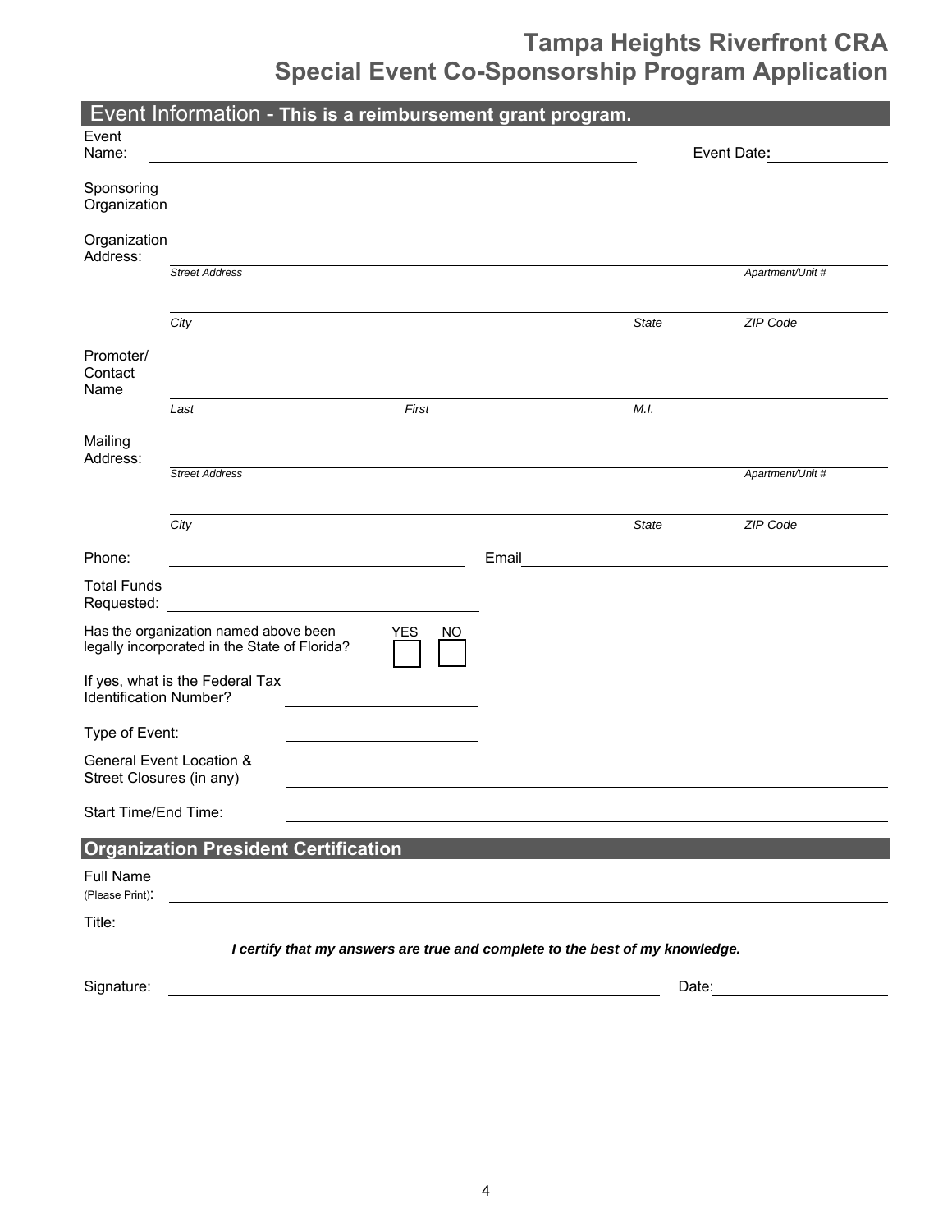# Tampa Heights Riverfront CRA
# Special Event Co-Sponsorship Program Application

## Event Information - **This is a reimbursement grant program.**

Event Name: ______________________________ Event Date**:** ______________

Sponsoring Organization ______________________________

Organization Address:
______________________________
*Street Address* *Apartment/Unit #*
______________________________
*City* *State* *ZIP Code*

Promoter/ Contact Name
______________________________
*Last* *First* *M.I.*

Mailing Address:
______________________________
*Street Address* *Apartment/Unit #*
______________________________
*City* *State* *ZIP Code*

Phone: ______________________ Email ______________________

Total Funds Requested: ______________________

Has the organization named above been legally incorporated in the State of Florida? YES ☐ NO ☐

If yes, what is the Federal Tax Identification Number? ______________________

Type of Event: ______________________

General Event Location & Street Closures (in any) ______________________

Start Time/End Time: ______________________

## Organization President Certification

Full Name (Please Print): ______________________________

Title: ______________________________

***I certify that my answers are true and complete to the best of my knowledge.***

Signature: ______________________________ Date: ______________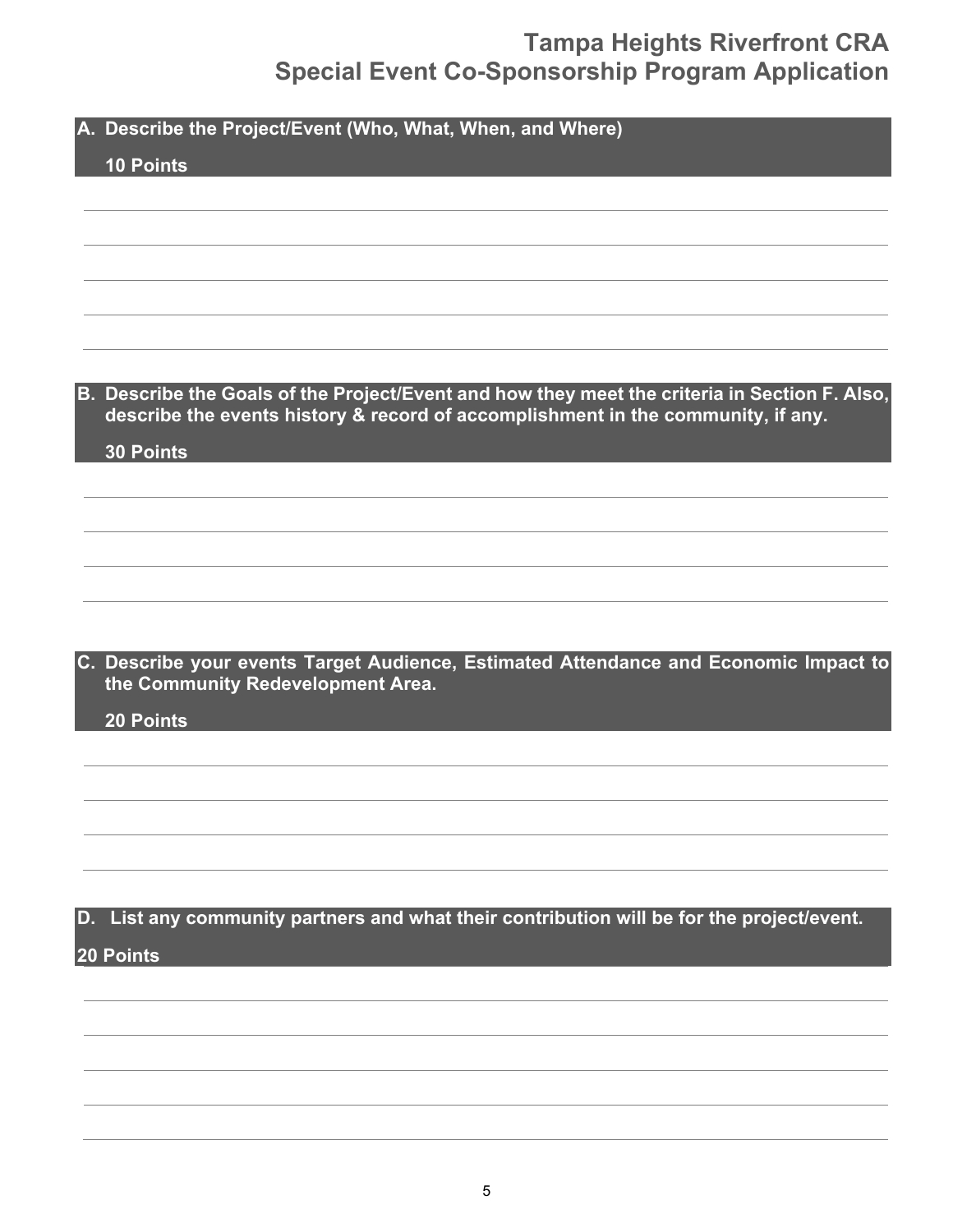# Tampa Heights Riverfront CRA
# Special Event Co-Sponsorship Program Application

**A. Describe the Project/Event (Who, What, When, and Where)**

**10 Points**

______________________________________________________________________

______________________________________________________________________

______________________________________________________________________

______________________________________________________________________

______________________________________________________________________

**B. Describe the Goals of the Project/Event and how they meet the criteria in Section F. Also, describe the events history & record of accomplishment in the community, if any.**

**30 Points**

______________________________________________________________________

______________________________________________________________________

______________________________________________________________________

______________________________________________________________________

**C. Describe your events Target Audience, Estimated Attendance and Economic Impact to the Community Redevelopment Area.**

**20 Points**

______________________________________________________________________

______________________________________________________________________

______________________________________________________________________

______________________________________________________________________

**D. List any community partners and what their contribution will be for the project/event.**

**20 Points**

______________________________________________________________________

______________________________________________________________________

______________________________________________________________________

______________________________________________________________________

______________________________________________________________________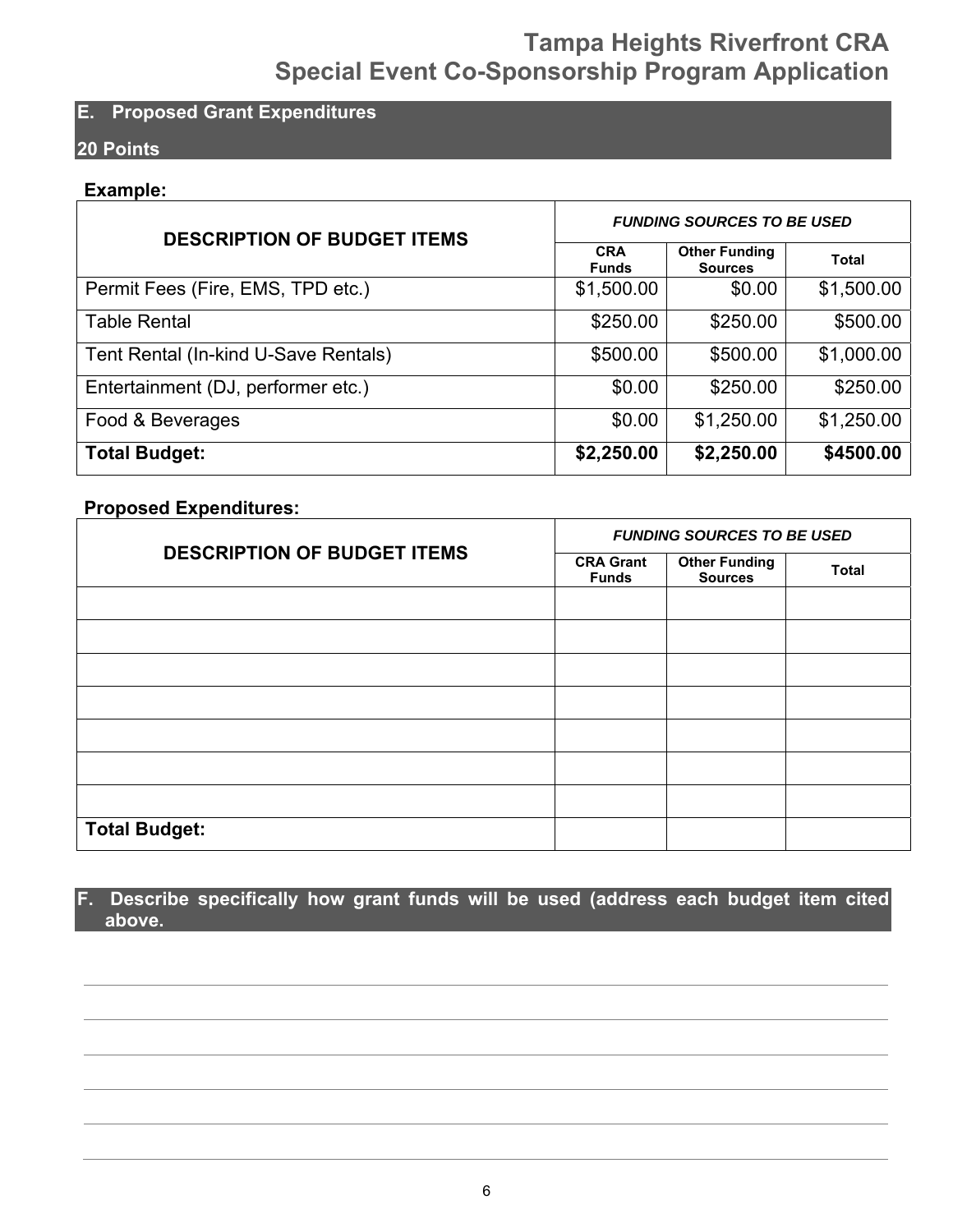## E. Proposed Grant Expenditures

**20 Points**

**Example:**

| DESCRIPTION OF BUDGET ITEMS | *FUNDING SOURCES TO BE USED* | | |
|---|---|---|---|
| | **CRA Funds** | **Other Funding Sources** | **Total** |
| Permit Fees (Fire, EMS, TPD etc.) | $1,500.00 | $0.00 | $1,500.00 |
| Table Rental | $250.00 | $250.00 | $500.00 |
| Tent Rental (In-kind U-Save Rentals) | $500.00 | $500.00 | $1,000.00 |
| Entertainment (DJ, performer etc.) | $0.00 | $250.00 | $250.00 |
| Food & Beverages | $0.00 | $1,250.00 | $1,250.00 |
| **Total Budget:** | **$2,250.00** | **$2,250.00** | **$4500.00** |

**Proposed Expenditures:**

| DESCRIPTION OF BUDGET ITEMS | *FUNDING SOURCES TO BE USED* | | |
|---|---|---|---|
| | **CRA Grant Funds** | **Other Funding Sources** | **Total** |
| | | | |
| | | | |
| | | | |
| | | | |
| | | | |
| | | | |
| | | | |
| **Total Budget:** | | | |

## F. Describe specifically how grant funds will be used (address each budget item cited above.

______________________________________________________________________

______________________________________________________________________

______________________________________________________________________

______________________________________________________________________

______________________________________________________________________

______________________________________________________________________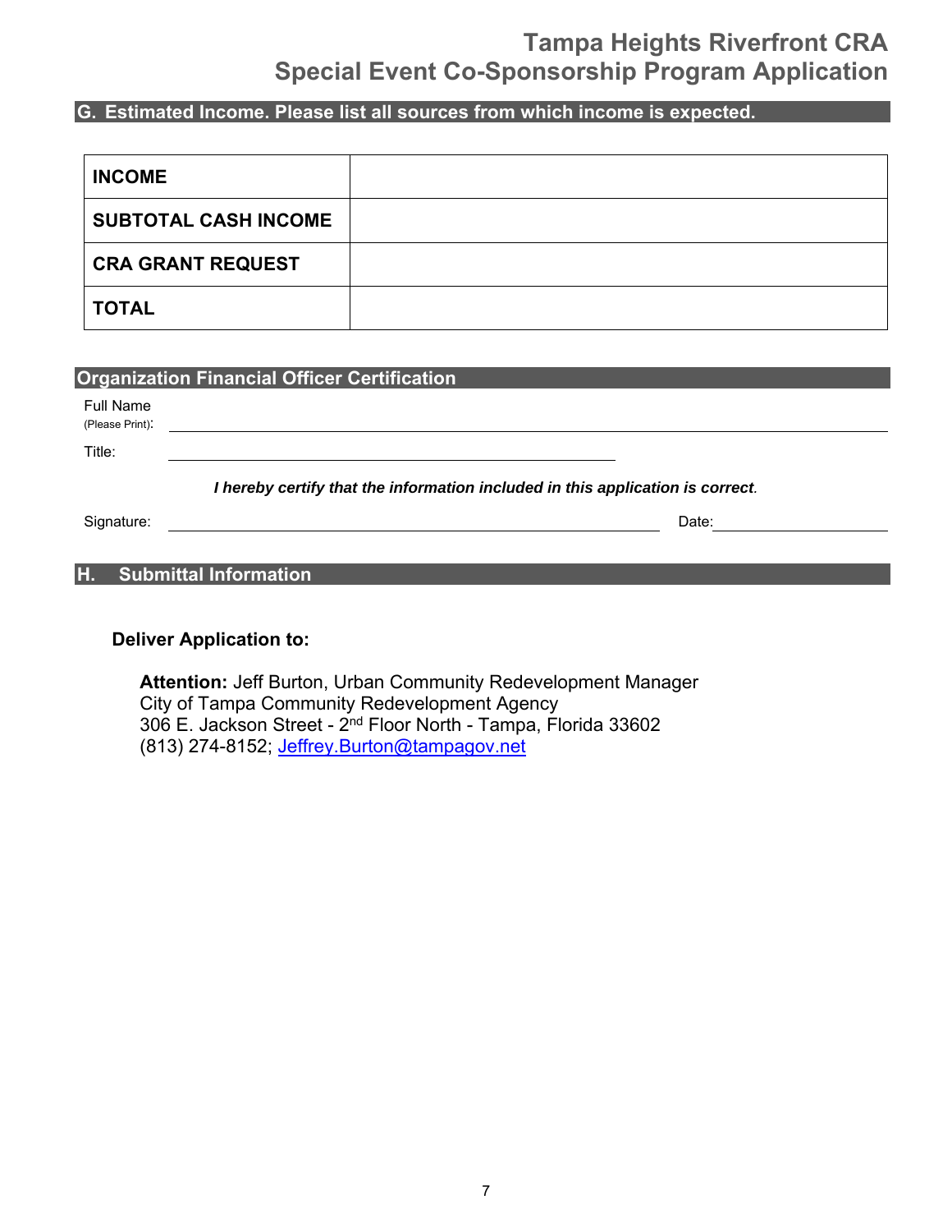## G. Estimated Income. Please list all sources from which income is expected.

| | |
|---|---|
| **INCOME** | |
| **SUBTOTAL CASH INCOME** | |
| **CRA GRANT REQUEST** | |
| **TOTAL** | |

## Organization Financial Officer Certification

Full Name (Please Print): ______________________________________________

Title: ______________________________________________

***I hereby certify that the information included in this application is correct.***

Signature: ______________________________________________ Date: ____________________

## H. Submittal Information

**Deliver Application to:**

**Attention:** Jeff Burton, Urban Community Redevelopment Manager
City of Tampa Community Redevelopment Agency
306 E. Jackson Street - 2nd Floor North - Tampa, Florida 33602
(813) 274-8152; Jeffrey.Burton@tampagov.net